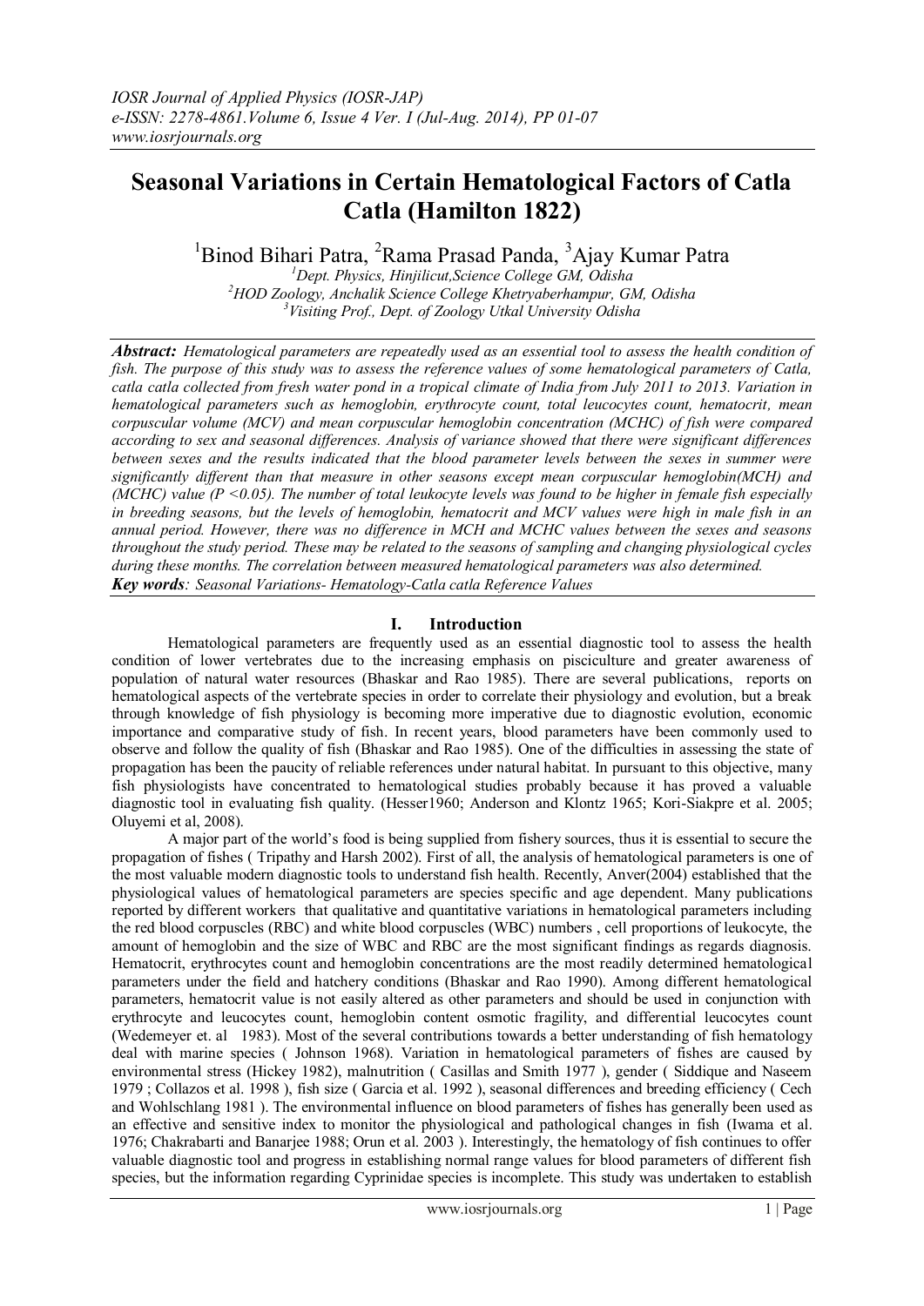# Seasonal Variations in Certain Hematological Factors of Catla Catla (Hamilton 1822)

[1]Binod Bihari Patra, [2]Rama Prasad Panda, [3]Ajay Kumar Patra

[1]*Dept. Physics, Hinjilicut,Science College GM, Odisha*
[2]*HOD Zoology, Anchalik Science College Khetryaberhampur, GM, Odisha*
[3]*Visiting Prof., Dept. of Zoology Utkal University Odisha*

***Abstract:*** *Hematological parameters are repeatedly used as an essential tool to assess the health condition of fish. The purpose of this study was to assess the reference values of some hematological parameters of Catla, catla catla collected from fresh water pond in a tropical climate of India from July 2011 to 2013. Variation in hematological parameters such as hemoglobin, erythrocyte count, total leucocytes count, hematocrit, mean corpuscular volume (MCV) and mean corpuscular hemoglobin concentration (MCHC) of fish were compared according to sex and seasonal differences. Analysis of variance showed that there were significant differences between sexes and the results indicated that the blood parameter levels between the sexes in summer were significantly different than that measure in other seasons except mean corpuscular hemoglobin(MCH) and (MCHC) value ($P<0.05$). The number of total leukocyte levels was found to be higher in female fish especially in breeding seasons, but the levels of hemoglobin, hematocrit and MCV values were high in male fish in an annual period. However, there was no difference in MCH and MCHC values between the sexes and seasons throughout the study period. These may be related to the seasons of sampling and changing physiological cycles during these months. The correlation between measured hematological parameters was also determined.*

***Key words****: Seasonal Variations- Hematology-Catla catla Reference Values*

## I. Introduction

Hematological parameters are frequently used as an essential diagnostic tool to assess the health condition of lower vertebrates due to the increasing emphasis on pisciculture and greater awareness of population of natural water resources (Bhaskar and Rao 1985). There are several publications, reports on hematological aspects of the vertebrate species in order to correlate their physiology and evolution, but a break through knowledge of fish physiology is becoming more imperative due to diagnostic evolution, economic importance and comparative study of fish. In recent years, blood parameters have been commonly used to observe and follow the quality of fish (Bhaskar and Rao 1985). One of the difficulties in assessing the state of propagation has been the paucity of reliable references under natural habitat. In pursuant to this objective, many fish physiologists have concentrated to hematological studies probably because it has proved a valuable diagnostic tool in evaluating fish quality. (Hesser1960; Anderson and Klontz 1965; Kori-Siakpre et al. 2005; Oluyemi et al, 2008).

A major part of the world's food is being supplied from fishery sources, thus it is essential to secure the propagation of fishes ( Tripathy and Harsh 2002). First of all, the analysis of hematological parameters is one of the most valuable modern diagnostic tools to understand fish health. Recently, Anver(2004) established that the physiological values of hematological parameters are species specific and age dependent. Many publications reported by different workers that qualitative and quantitative variations in hematological parameters including the red blood corpuscles (RBC) and white blood corpuscles (WBC) numbers , cell proportions of leukocyte, the amount of hemoglobin and the size of WBC and RBC are the most significant findings as regards diagnosis. Hematocrit, erythrocytes count and hemoglobin concentrations are the most readily determined hematological parameters under the field and hatchery conditions (Bhaskar and Rao 1990). Among different hematological parameters, hematocrit value is not easily altered as other parameters and should be used in conjunction with erythrocyte and leucocytes count, hemoglobin content osmotic fragility, and differential leucocytes count (Wedemeyer et. al 1983). Most of the several contributions towards a better understanding of fish hematology deal with marine species ( Johnson 1968). Variation in hematological parameters of fishes are caused by environmental stress (Hickey 1982), malnutrition ( Casillas and Smith 1977 ), gender ( Siddique and Naseem 1979 ; Collazos et al. 1998 ), fish size ( Garcia et al. 1992 ), seasonal differences and breeding efficiency ( Cech and Wohlschlang 1981 ). The environmental influence on blood parameters of fishes has generally been used as an effective and sensitive index to monitor the physiological and pathological changes in fish (Iwama et al. 1976; Chakrabarti and Banarjee 1988; Orun et al. 2003 ). Interestingly, the hematology of fish continues to offer valuable diagnostic tool and progress in establishing normal range values for blood parameters of different fish species, but the information regarding Cyprinidae species is incomplete. This study was undertaken to establish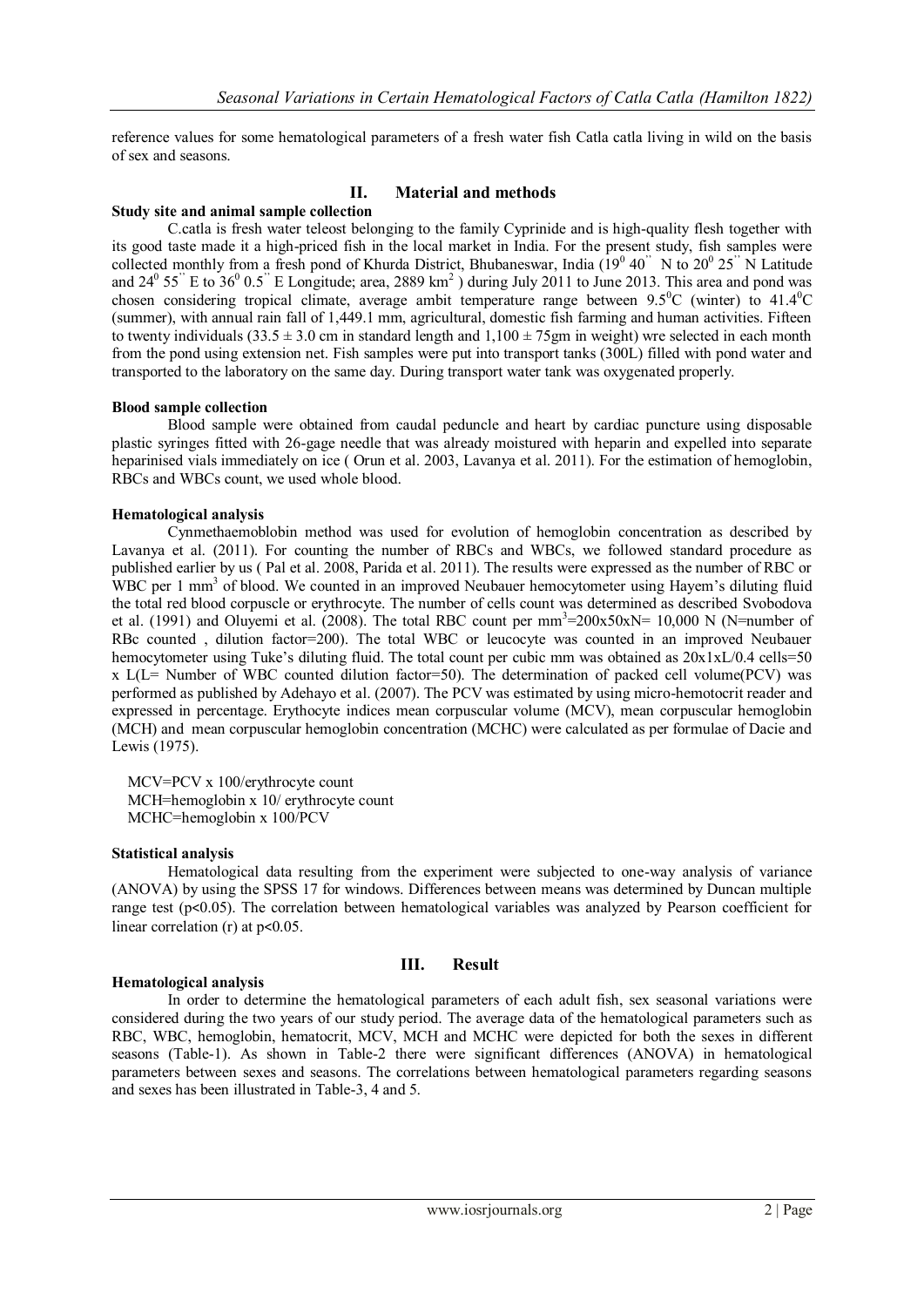reference values for some hematological parameters of a fresh water fish Catla catla living in wild on the basis of sex and seasons.

## II. Material and methods

### Study site and animal sample collection

C.catla is fresh water teleost belonging to the family Cyprinide and is high-quality flesh together with its good taste made it a high-priced fish in the local market in India. For the present study, fish samples were collected monthly from a fresh pond of Khurda District, Bhubaneswar, India ($19^0$ 40`` N to $20^0$ 25`` N Latitude and $24^0$ 55`` E to $36^0$ 0.5`` E Longitude; area, 2889 $km^2$ ) during July 2011 to June 2013. This area and pond was chosen considering tropical climate, average ambit temperature range between $9.5^0$C (winter) to $41.4^0$C (summer), with annual rain fall of 1,449.1 mm, agricultural, domestic fish farming and human activities. Fifteen to twenty individuals (33.5 ± 3.0 cm in standard length and 1,100 ± 75gm in weight) wre selected in each month from the pond using extension net. Fish samples were put into transport tanks (300L) filled with pond water and transported to the laboratory on the same day. During transport water tank was oxygenated properly.

### Blood sample collection

Blood sample were obtained from caudal peduncle and heart by cardiac puncture using disposable plastic syringes fitted with 26-gage needle that was already moistured with heparin and expelled into separate heparinised vials immediately on ice ( Orun et al. 2003, Lavanya et al. 2011). For the estimation of hemoglobin, RBCs and WBCs count, we used whole blood.

### Hematological analysis

Cynmethaemoblobin method was used for evolution of hemoglobin concentration as described by Lavanya et al. (2011). For counting the number of RBCs and WBCs, we followed standard procedure as published earlier by us ( Pal et al. 2008, Parida et al. 2011). The results were expressed as the number of RBC or WBC per 1 $mm^3$ of blood. We counted in an improved Neubauer hemocytometer using Hayem's diluting fluid the total red blood corpuscle or erythrocyte. The number of cells count was determined as described Svobodova et al. (1991) and Oluyemi et al. (2008). The total RBC count per $mm^3$=200x50xN= 10,000 N (N=number of RBc counted , dilution factor=200). The total WBC or leucocyte was counted in an improved Neubauer hemocytometer using Tuke's diluting fluid. The total count per cubic mm was obtained as 20x1xL/0.4 cells=50 x L(L= Number of WBC counted dilution factor=50). The determination of packed cell volume(PCV) was performed as published by Adehayo et al. (2007). The PCV was estimated by using micro-hemotocrit reader and expressed in percentage. Erythocyte indices mean corpuscular volume (MCV), mean corpuscular hemoglobin (MCH) and mean corpuscular hemoglobin concentration (MCHC) were calculated as per formulae of Dacie and Lewis (1975).

MCV=PCV x 100/erythrocyte count
MCH=hemoglobin x 10/ erythrocyte count
MCHC=hemoglobin x 100/PCV

### Statistical analysis

Hematological data resulting from the experiment were subjected to one-way analysis of variance (ANOVA) by using the SPSS 17 for windows. Differences between means was determined by Duncan multiple range test ($p<0.05$). The correlation between hematological variables was analyzed by Pearson coefficient for linear correlation (r) at $p<0.05$.

## III. Result

### Hematological analysis

In order to determine the hematological parameters of each adult fish, sex seasonal variations were considered during the two years of our study period. The average data of the hematological parameters such as RBC, WBC, hemoglobin, hematocrit, MCV, MCH and MCHC were depicted for both the sexes in different seasons (Table-1). As shown in Table-2 there were significant differences (ANOVA) in hematological parameters between sexes and seasons. The correlations between hematological parameters regarding seasons and sexes has been illustrated in Table-3, 4 and 5.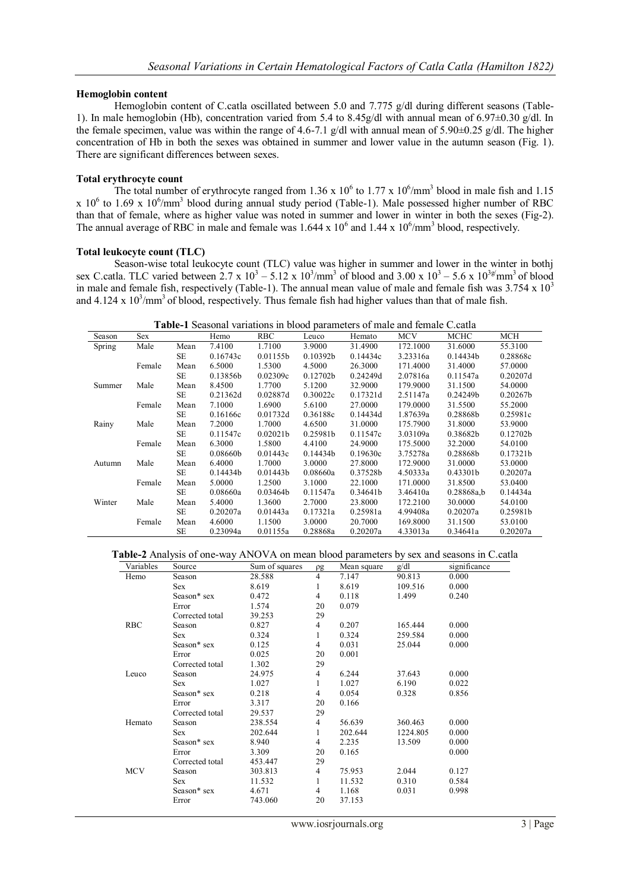### Hemoglobin content

Hemoglobin content of C.catla oscillated between 5.0 and 7.775 g/dl during different seasons (Table-1). In male hemoglobin (Hb), concentration varied from 5.4 to 8.45g/dl with annual mean of 6.97±0.30 g/dl. In the female specimen, value was within the range of 4.6-7.1 g/dl with annual mean of 5.90±0.25 g/dl. The higher concentration of Hb in both the sexes was obtained in summer and lower value in the autumn season (Fig. 1). There are significant differences between sexes.

### Total erythrocyte count

The total number of erythrocyte ranged from 1.36 x $10^6$ to 1.77 x $10^6$/$mm^3$ blood in male fish and 1.15 x $10^6$ to 1.69 x $10^6$/$mm^3$ blood during annual study period (Table-1). Male possessed higher number of RBC than that of female, where as higher value was noted in summer and lower in winter in both the sexes (Fig-2). The annual average of RBC in male and female was 1.644 x $10^6$ and 1.44 x $10^6$/$mm^3$ blood, respectively.

### Total leukocyte count (TLC)

Season-wise total leukocyte count (TLC) value was higher in summer and lower in the winter in bothj sex C.catla. TLC varied between 2.7 x $10^3$ – 5.12 x $10^3$/$mm^3$ of blood and 3.00 x $10^3$ – 5.6 x $10^{3g}$/$mm^3$ of blood in male and female fish, respectively (Table-1). The annual mean value of male and female fish was 3.754 x $10^3$ and 4.124 x $10^3$/$mm^3$ of blood, respectively. Thus female fish had higher values than that of male fish.

**Table-1** Seasonal variations in blood parameters of male and female C.catla

| Season | Sex | | Hemo | RBC | Leuco | Hemato | MCV | MCHC | MCH |
|---|---|---|---|---|---|---|---|---|---|
| Spring | Male | Mean | 7.4100 | 1.7100 | 3.9000 | 31.4900 | 172.1000 | 31.6000 | 55.3100 |
| | | SE | 0.16743c | 0.01155b | 0.10392b | 0.14434c | 3.23316a | 0.14434b | 0.28868c |
| | Female | Mean | 6.5000 | 1.5300 | 4.5000 | 26.3000 | 171.4000 | 31.4000 | 57.0000 |
| | | SE | 0.13856b | 0.02309c | 0.12702b | 0.24249d | 2.07816a | 0.11547a | 0.20207d |
| Summer | Male | Mean | 8.4500 | 1.7700 | 5.1200 | 32.9000 | 179.9000 | 31.1500 | 54.0000 |
| | | SE | 0.21362d | 0.02887d | 0.30022c | 0.17321d | 2.51147a | 0.24249b | 0.20267b |
| | Female | Mean | 7.1000 | 1.6900 | 5.6100 | 27.0000 | 179.0000 | 31.5500 | 55.2000 |
| | | SE | 0.16166c | 0.01732d | 0.36188c | 0.14434d | 1.87639a | 0.28868b | 0.25981c |
| Rainy | Male | Mean | 7.2000 | 1.7000 | 4.6500 | 31.0000 | 175.7900 | 31.8000 | 53.9000 |
| | | SE | 0.11547c | 0.02021b | 0.25981b | 0.11547c | 3.03109a | 0.38682b | 0.12702b |
| | Female | Mean | 6.3000 | 1.5800 | 4.4100 | 24.9000 | 175.5000 | 32.2000 | 54.0100 |
| | | SE | 0.08660b | 0.01443c | 0.14434b | 0.19630c | 3.75278a | 0.28868b | 0.17321b |
| Autumn | Male | Mean | 6.4000 | 1.7000 | 3.0000 | 27.8000 | 172.9000 | 31.0000 | 53.0000 |
| | | SE | 0.14434b | 0.01443b | 0.08660a | 0.37528b | 4.50333a | 0.43301b | 0.20207a |
| | Female | Mean | 5.0000 | 1.2500 | 3.1000 | 22.1000 | 171.0000 | 31.8500 | 53.0400 |
| | | SE | 0.08660a | 0.03464b | 0.11547a | 0.34641b | 3.46410a | 0.28868a,b | 0.14434a |
| Winter | Male | Mean | 5.4000 | 1.3600 | 2.7000 | 23.8000 | 172.2100 | 30.0000 | 54.0100 |
| | | SE | 0.20207a | 0.01443a | 0.17321a | 0.25981a | 4.99408a | 0.20207a | 0.25981b |
| | Female | Mean | 4.6000 | 1.1500 | 3.0000 | 20.7000 | 169.8000 | 31.1500 | 53.0100 |
| | | SE | 0.23094a | 0.01155a | 0.28868a | 0.20207a | 4.33013a | 0.34641a | 0.20207a |

**Table-2** Analysis of one-way ANOVA on mean blood parameters by sex and seasons in C.catla

| Variables | Source | Sum of squares | ρg | Mean square | g/dl | significance |
|---|---|---|---|---|---|---|
| Hemo | Season | 28.588 | 4 | 7.147 | 90.813 | 0.000 |
| | Sex | 8.619 | 1 | 8.619 | 109.516 | 0.000 |
| | Season* sex | 0.472 | 4 | 0.118 | 1.499 | 0.240 |
| | Error | 1.574 | 20 | 0.079 | | |
| | Corrected total | 39.253 | 29 | | | |
| RBC | Season | 0.827 | 4 | 0.207 | 165.444 | 0.000 |
| | Sex | 0.324 | 1 | 0.324 | 259.584 | 0.000 |
| | Season* sex | 0.125 | 4 | 0.031 | 25.044 | 0.000 |
| | Error | 0.025 | 20 | 0.001 | | |
| | Corrected total | 1.302 | 29 | | | |
| Leuco | Season | 24.975 | 4 | 6.244 | 37.643 | 0.000 |
| | Sex | 1.027 | 1 | 1.027 | 6.190 | 0.022 |
| | Season* sex | 0.218 | 4 | 0.054 | 0.328 | 0.856 |
| | Error | 3.317 | 20 | 0.166 | | |
| | Corrected total | 29.537 | 29 | | | |
| Hemato | Season | 238.554 | 4 | 56.639 | 360.463 | 0.000 |
| | Sex | 202.644 | 1 | 202.644 | 1224.805 | 0.000 |
| | Season* sex | 8.940 | 4 | 2.235 | 13.509 | 0.000 |
| | Error | 3.309 | 20 | 0.165 | | 0.000 |
| | Corrected total | 453.447 | 29 | | | |
| MCV | Season | 303.813 | 4 | 75.953 | 2.044 | 0.127 |
| | Sex | 11.532 | 1 | 11.532 | 0.310 | 0.584 |
| | Season* sex | 4.671 | 4 | 1.168 | 0.031 | 0.998 |
| | Error | 743.060 | 20 | 37.153 | | |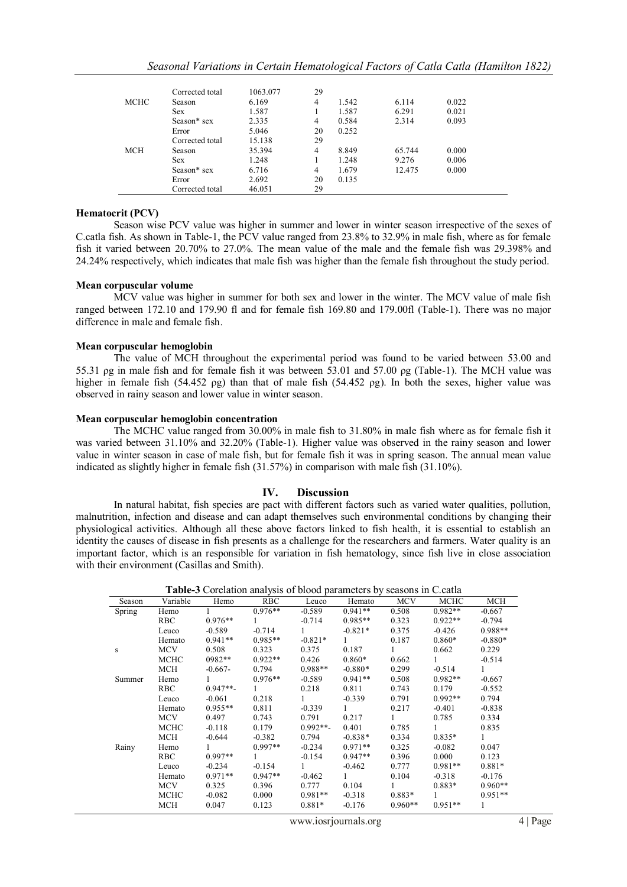| | | | | | | |
|---|---|---|---|---|---|---|
| | Corrected total | 1063.077 | 29 | | | |
| MCHC | Season | 6.169 | 4 | 1.542 | 6.114 | 0.022 |
| | Sex | 1.587 | 1 | 1.587 | 6.291 | 0.021 |
| | Season* sex | 2.335 | 4 | 0.584 | 2.314 | 0.093 |
| | Error | 5.046 | 20 | 0.252 | | |
| | Corrected total | 15.138 | 29 | | | |
| MCH | Season | 35.394 | 4 | 8.849 | 65.744 | 0.000 |
| | Sex | 1.248 | 1 | 1.248 | 9.276 | 0.006 |
| | Season* sex | 6.716 | 4 | 1.679 | 12.475 | 0.000 |
| | Error | 2.692 | 20 | 0.135 | | |
| | Corrected total | 46.051 | 29 | | | |

**Hematocrit (PCV)**

Season wise PCV value was higher in summer and lower in winter season irrespective of the sexes of C.catla fish. As shown in Table-1, the PCV value ranged from 23.8% to 32.9% in male fish, where as for female fish it varied between 20.70% to 27.0%. The mean value of the male and the female fish was 29.398% and 24.24% respectively, which indicates that male fish was higher than the female fish throughout the study period.

**Mean corpuscular volume**

MCV value was higher in summer for both sex and lower in the winter. The MCV value of male fish ranged between 172.10 and 179.90 fl and for female fish 169.80 and 179.00fl (Table-1). There was no major difference in male and female fish.

**Mean corpuscular hemoglobin**

The value of MCH throughout the experimental period was found to be varied between 53.00 and 55.31 ρg in male fish and for female fish it was between 53.01 and 57.00 ρg (Table-1). The MCH value was higher in female fish (54.452 ρg) than that of male fish (54.452 ρg). In both the sexes, higher value was observed in rainy season and lower value in winter season.

**Mean corpuscular hemoglobin concentration**

The MCHC value ranged from 30.00% in male fish to 31.80% in male fish where as for female fish it was varied between 31.10% and 32.20% (Table-1). Higher value was observed in the rainy season and lower value in winter season in case of male fish, but for female fish it was in spring season. The annual mean value indicated as slightly higher in female fish (31.57%) in comparison with male fish (31.10%).

## IV. Discussion

In natural habitat, fish species are pact with different factors such as varied water qualities, pollution, malnutrition, infection and disease and can adapt themselves such environmental conditions by changing their physiological activities. Although all these above factors linked to fish health, it is essential to establish an identity the causes of disease in fish presents as a challenge for the researchers and farmers. Water quality is an important factor, which is an responsible for variation in fish hematology, since fish live in close association with their environment (Casillas and Smith).

**Table-3** Corelation analysis of blood parameters by seasons in C.catla

| Season | Variable | Hemo | RBC | Leuco | Hemato | MCV | MCHC | MCH |
|---|---|---|---|---|---|---|---|---|
| Spring | Hemo | 1 | 0.976** | -0.589 | 0.941** | 0.508 | 0.982** | -0.667 |
| | RBC | 0.976** | 1 | -0.714 | 0.985** | 0.323 | 0.922** | -0.794 |
| | Leuco | -0.589 | -0.714 | 1 | -0.821* | 0.375 | -0.426 | 0.988** |
| | Hemato | 0.941** | 0.985** | -0.821* | 1 | 0.187 | 0.860* | -0.880* |
| s | MCV | 0.508 | 0.323 | 0.375 | 0.187 | 1 | 0.662 | 0.229 |
| | MCHC | 0982** | 0.922** | 0.426 | 0.860* | 0.662 | 1 | -0.514 |
| | MCH | -0.667- | 0.794 | 0.988** | -0.880* | 0.299 | -0.514 | 1 |
| Summer | Hemo | 1 | 0.976** | -0.589 | 0.941** | 0.508 | 0.982** | -0.667 |
| | RBC | 0.947**- | 1 | 0.218 | 0.811 | 0.743 | 0.179 | -0.552 |
| | Leuco | -0.061 | 0.218 | 1 | -0.339 | 0.791 | 0.992** | 0.794 |
| | Hemato | 0.955** | 0.811 | -0.339 | 1 | 0.217 | -0.401 | -0.838 |
| | MCV | 0.497 | 0.743 | 0.791 | 0.217 | 1 | 0.785 | 0.334 |
| | MCHC | -0.118 | 0.179 | 0.992**- | 0.401 | 0.785 | 1 | 0.835 |
| | MCH | -0.644 | -0.382 | 0.794 | -0.838* | 0.334 | 0.835* | 1 |
| Rainy | Hemo | 1 | 0.997** | -0.234 | 0.971** | 0.325 | -0.082 | 0.047 |
| | RBC | 0.997** | 1 | -0.154 | 0.947** | 0.396 | 0.000 | 0.123 |
| | Leuco | -0.234 | -0.154 | 1 | -0.462 | 0.777 | 0.981** | 0.881* |
| | Hemato | 0.971** | 0.947** | -0.462 | 1 | 0.104 | -0.318 | -0.176 |
| | MCV | 0.325 | 0.396 | 0.777 | 0.104 | 1 | 0.883* | 0.960** |
| | MCHC | -0.082 | 0.000 | 0.981** | -0.318 | 0.883* | 1 | 0.951** |
| | MCH | 0.047 | 0.123 | 0.881* | -0.176 | 0.960** | 0.951** | 1 |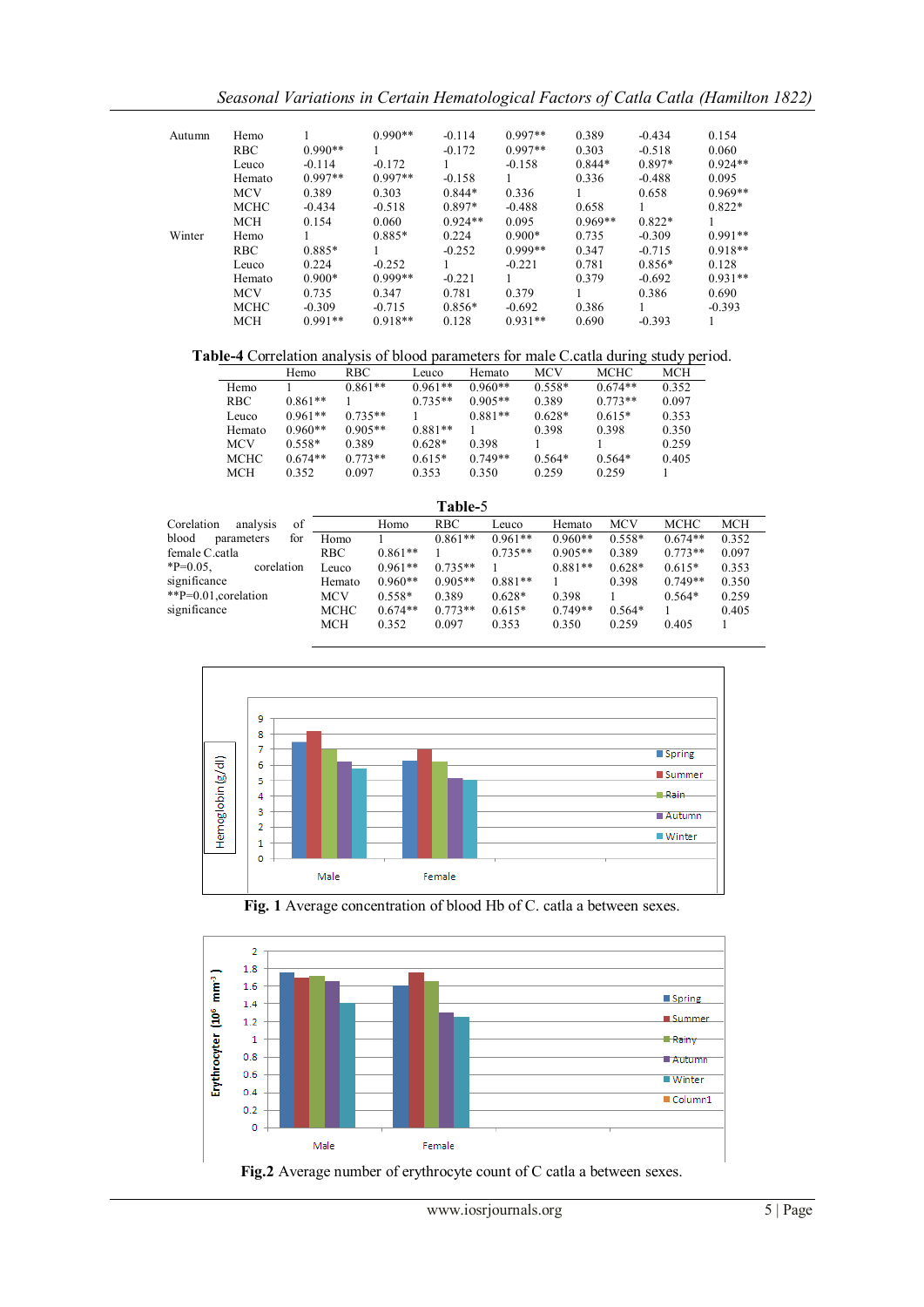| | | | | | | | | |
|---|---|---|---|---|---|---|---|---|
| Autumn | Hemo | 1 | 0.990** | -0.114 | 0.997** | 0.389 | -0.434 | 0.154 |
| | RBC | 0.990** | 1 | -0.172 | 0.997** | 0.303 | -0.518 | 0.060 |
| | Leuco | -0.114 | -0.172 | 1 | -0.158 | 0.844* | 0.897* | 0.924** |
| | Hemato | 0.997** | 0.997** | -0.158 | 1 | 0.336 | -0.488 | 0.095 |
| | MCV | 0.389 | 0.303 | 0.844* | 0.336 | 1 | 0.658 | 0.969** |
| | MCHC | -0.434 | -0.518 | 0.897* | -0.488 | 0.658 | 1 | 0.822* |
| | MCH | 0.154 | 0.060 | 0.924** | 0.095 | 0.969** | 0.822* | 1 |
| Winter | Hemo | 1 | 0.885* | 0.224 | 0.900* | 0.735 | -0.309 | 0.991** |
| | RBC | 0.885* | 1 | -0.252 | 0.999** | 0.347 | -0.715 | 0.918** |
| | Leuco | 0.224 | -0.252 | 1 | -0.221 | 0.781 | 0.856* | 0.128 |
| | Hemato | 0.900* | 0.999** | -0.221 | 1 | 0.379 | -0.692 | 0.931** |
| | MCV | 0.735 | 0.347 | 0.781 | 0.379 | 1 | 0.386 | 0.690 |
| | MCHC | -0.309 | -0.715 | 0.856* | -0.692 | 0.386 | 1 | -0.393 |
| | MCH | 0.991** | 0.918** | 0.128 | 0.931** | 0.690 | -0.393 | 1 |

**Table-4** Correlation analysis of blood parameters for male C.catla during study period.

| | Hemo | RBC | Leuco | Hemato | MCV | MCHC | MCH |
|---|---|---|---|---|---|---|---|
| Hemo | 1 | 0.861** | 0.961** | 0.960** | 0.558* | 0.674** | 0.352 |
| RBC | 0.861** | 1 | 0.735** | 0.905** | 0.389 | 0.773** | 0.097 |
| Leuco | 0.961** | 0.735** | 1 | 0.881** | 0.628* | 0.615* | 0.353 |
| Hemato | 0.960** | 0.905** | 0.881** | 1 | 0.398 | 0.398 | 0.350 |
| MCV | 0.558* | 0.389 | 0.628* | 0.398 | 1 | 1 | 0.259 |
| MCHC | 0.674** | 0.773** | 0.615* | 0.749** | 0.564* | 0.564* | 0.405 |
| MCH | 0.352 | 0.097 | 0.353 | 0.350 | 0.259 | 0.259 | 1 |

**Table-5**

Corelation analysis of blood parameters for female C.catla
*P=0.05, corelation significance
**P=0.01,corelation significance

| | Homo | RBC | Leuco | Hemato | MCV | MCHC | MCH |
|---|---|---|---|---|---|---|---|
| Homo | 1 | 0.861** | 0.961** | 0.960** | 0.558* | 0.674** | 0.352 |
| RBC | 0.861** | 1 | 0.735** | 0.905** | 0.389 | 0.773** | 0.097 |
| Leuco | 0.961** | 0.735** | 1 | 0.881** | 0.628* | 0.615* | 0.353 |
| Hemato | 0.960** | 0.905** | 0.881** | 1 | 0.398 | 0.749** | 0.350 |
| MCV | 0.558* | 0.389 | 0.628* | 0.398 | 1 | 0.564* | 0.259 |
| MCHC | 0.674** | 0.773** | 0.615* | 0.749** | 0.564* | 1 | 0.405 |
| MCH | 0.352 | 0.097 | 0.353 | 0.350 | 0.259 | 0.405 | 1 |

Hemoglobin (g/dl)
0
1
2
3
4
5
6
7
8
9
Male
Female
Spring
Summer
Rain
Autumn
Winter

**Fig. 1** Average concentration of blood Hb of C. catla a between sexes.

Erythrocyter ($10^6$ mm$^3$)
0
0.2
0.4
0.6
0.8
1
1.2
1.4
1.6
1.8
2
Male
Female
Spring
Summer
Rainy
Autumn
Winter
Column1

**Fig.2** Average number of erythrocyte count of C catla a between sexes.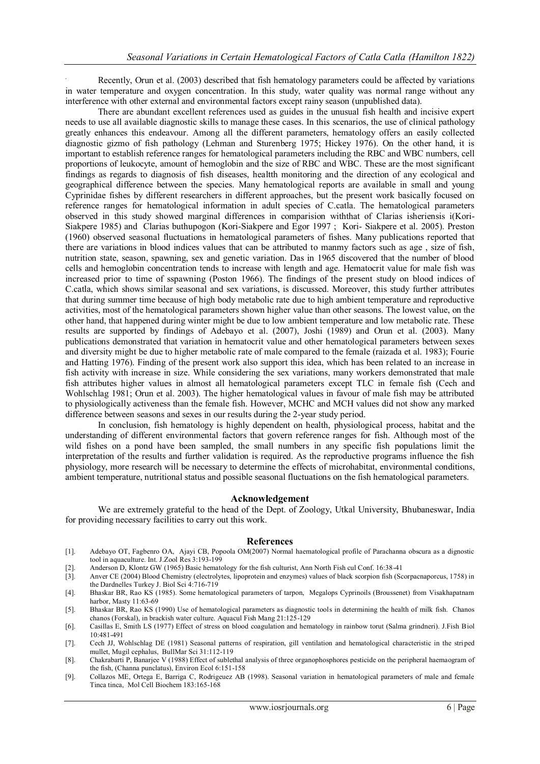Recently, Orun et al. (2003) described that fish hematology parameters could be affected by variations in water temperature and oxygen concentration. In this study, water quality was normal range without any interference with other external and environmental factors except rainy season (unpublished data).

There are abundant excellent references used as guides in the unusual fish health and incisive expert needs to use all available diagnostic skills to manage these cases. In this scenarios, the use of clinical pathology greatly enhances this endeavour. Among all the different parameters, hematology offers an easily collected diagnostic gizmo of fish pathology (Lehman and Sturenberg 1975; Hickey 1976). On the other hand, it is important to establish reference ranges for hematological parameters including the RBC and WBC numbers, cell proportions of leukocyte, amount of hemoglobin and the size of RBC and WBC. These are the most significant findings as regards to diagnosis of fish diseases, healtth monitoring and the direction of any ecological and geographical difference between the species. Many hematological reports are available in small and young Cyprinidae fishes by different researchers in different approaches, but the present work basically focused on reference ranges for hematological information in adult species of C.catla. The hematological parameters observed in this study showed marginal differences in comparision withthat of Clarias isheriensis i(Kori-Siakpere 1985) and Clarias buthupogon (Kori-Siakpere and Egor 1997 ; Kori- Siakpere et al. 2005). Preston (1960) observed seasonal fluctuations in hematological parameters of fishes. Many publications reported that there are variations in blood indices values that can be attributed to manmy factors such as age , size of fish, nutrition state, season, spawning, sex and genetic variation. Das in 1965 discovered that the number of blood cells and hemoglobin concentration tends to increase with length and age. Hematocrit value for male fish was increased prior to time of sspawning (Poston 1966). The findings of the present study on blood indices of C.catla, which shows similar seasonal and sex variations, is discussed. Moreover, this study further attributes that during summer time because of high body metabolic rate due to high ambient temperature and reproductive activities, most of the hematological parameters shown higher value than other seasons. The lowest value, on the other hand, that happened during winter might be due to low ambient temperature and low metabolic rate. These results are supported by findings of Adebayo et al. (2007), Joshi (1989) and Orun et al. (2003). Many publications demonstrated that variation in hematocrit value and other hematological parameters between sexes and diversity might be due to higher metabolic rate of male compared to the female (raizada et al. 1983); Fourie and Hatting 1976). Finding of the present work also support this idea, which has been related to an increase in fish activity with increase in size. While considering the sex variations, many workers demonstrated that male fish attributes higher values in almost all hematological parameters except TLC in female fish (Cech and Wohlschlag 1981; Orun et al. 2003). The higher hematological values in favour of male fish may be attributed to physiologically activeness than the female fish. However, MCHC and MCH values did not show any marked difference between seasons and sexes in our results during the 2-year study period.

In conclusion, fish hematology is highly dependent on health, physiological process, habitat and the understanding of different environmental factors that govern reference ranges for fish. Although most of the wild fishes on a pond have been sampled, the small numbers in any specific fish populations limit the interpretation of the results and further validation is required. As the reproductive programs influence the fish physiology, more research will be necessary to determine the effects of microhabitat, environmental conditions, ambient temperature, nutritional status and possible seasonal fluctuations on the fish hematological parameters.

## Acknowledgement

We are extremely grateful to the head of the Dept. of Zoology, Utkal University, Bhubaneswar, India for providing necessary facilities to carry out this work.

## References

[1]. Adebayo OT, Fagbenro OA, Ajayi CB, Popoola OM(2007) Normal haematological profile of Parachanna obscura as a dignostic tool in aquaculture. Int. J.Zool Res 3:193-199

[2]. Anderson D, Klontz GW (1965) Basic hematology for the fish culturist, Ann North Fish cul Conf. 16:38-41

[3]. Anver CE (2004) Blood Chemistry (electrolytes, lipoprotein and enzymes) values of black scorpion fish (Scorpacnaporcus, 1758) in the Dardnelles Turkey J. Biol Sci 4:716-719

[4]. Bhaskar BR, Rao KS (1985). Some hematological parameters of tarpon, Megalops Cyprinoils (Broussenet) from Visakhapatnam harbor, Masty 11:63-69

[5]. Bhaskar BR, Rao KS (1990) Use of hematological parameters as diagnostic tools in determining the health of milk fish. Chanos chanos (Forskal), in brackish water culture. Aquacul Fish Mang 21:125-129

[6]. Casillas E, Smith LS (1977) Effect of stress on blood coagulation and hematology in rainbow torut (Salma grindneri). J.Fish Biol 10:481-491

[7]. Cech JJ, Wohlschlag DE (1981) Seasonal patterns of respiration, gill ventilation and hematological characteristic in the striped mullet, Mugil cephalus, BullMar Sci 31:112-119

[8]. Chakrabarti P, Banarjee V (1988) Effect of sublethal analysis of three organophosphores pesticide on the peripheral haemaogram of the fish, (Channa punclatus), Environ Ecol 6:151-158

[9]. Collazos ME, Ortega E, Barriga C, Rodrigeuez AB (1998). Seasonal variation in hematological parameters of male and female Tinca tinca, Mol Cell Biochem 183:165-168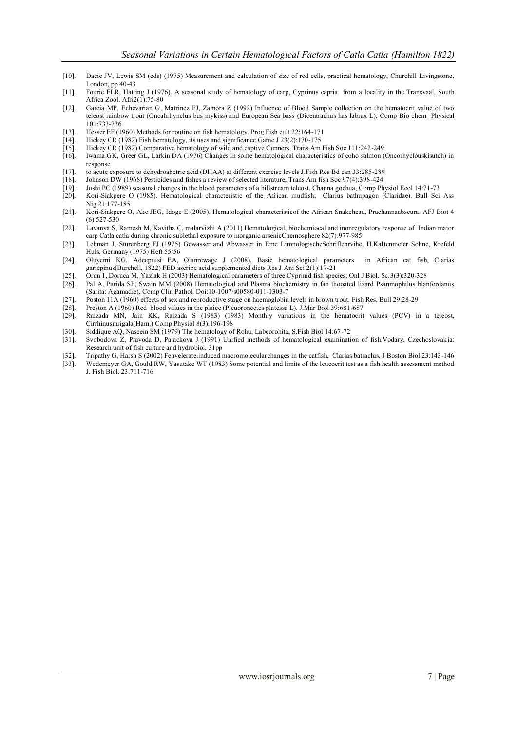[10]. Dacie JV, Lewis SM (eds) (1975) Measurement and calculation of size of red cells, practical hematology, Churchill Livingstone, London, pp 40-43

[11]. Fourie FLR, Hatting J (1976). A seasonal study of hematology of carp, Cyprinus capria from a locality in the Transvaal, South Africa Zool. Afri2(1):75-80

[12]. Garcia MP, Echevarian G, Matrinez FJ, Zamora Z (1992) Influence of Blood Sample collection on the hematocrit value of two teleost rainbow trout (Oncahrhynclus bus mykiss) and European Sea bass (Dicentrachus has labrax L), Comp Bio chem Physical 101:733-736

[13]. Hesser EF (1960) Methods for routine on fish hematology. Prog Fish cult 22:164-171

[14]. Hickey CR (1982) Fish hematology, its uses and significance Game J 23(2):170-175

[15]. Hickey CR (1982) Comparative hematology of wild and captive Cunners, Trans Am Fish Soc 111:242-249

[16]. Iwama GK, Greer GL, Larkin DA (1976) Changes in some hematological characteristics of coho salmon (Oncorhyclouskisutch) in response

[17]. to acute exposure to dehydroabetric acid (DHAA) at different exercise levels J.Fish Res Bd can 33:285-289

[18]. Johnson DW (1968) Pesticides and fishes a review of selected literature, Trans Am fish Soc 97(4):398-424

[19]. Joshi PC (1989) seasonal changes in the blood parameters of a hillstream teleost, Channa gochua, Comp Physiol Ecol 14:71-73

[20]. Kori-Siakpere O (1985). Hematological characteristic of the African mudfish; Clarius bathupagon (Claridae). Bull Sci Ass Nig.21:177-185

[21]. Kori-Siakpere O, Ake JEG, Idoge E (2005). Hematological characteristicof the African Snakehead, Prachannaabscura. AFJ Biot 4 (6) 527-530

[22]. Lavanya S, Ramesh M, Kavitha C, malarvizhi A (2011) Hematological, biochemiocal and inonregulatory response of Indian major carp Catla catla during chronic sublethal exposure to inorganic arsenicChemosphere 82(7):977-985

[23]. Lehman J, Sturenberg FJ (1975) Gewasser and Abwasser in Eme LimnologischeSchriflenrvihe, H.Kaltenmeier Sohne, Krefeld Huls, Germany (1975) Heft 55/56

[24]. Oluyemi KG, Adecprusi EA, Olanrewage J (2008). Basic hematological parameters in African cat fish, Clarias gariepinus(Burchell, 1822) FED ascribe acid supplemented diets Res J Ani Sci 2(1):17-21

[25]. Orun 1, Doruca M, Yazlak H (2003) Hematological parameters of three Cyprinid fish species; Onl J Biol. Sc.3(3):320-328

[26]. Pal A, Parida SP, Swain MM (2008) Hematological and Plasma biochemistry in fan thooated lizard Psanmophilus blanfordanus (Sarita: Agamadie). Comp Clin Pathol. Doi:10-1007/s00580-011-1303-7

[27]. Poston 11A (1960) effects of sex and reproductive stage on haemoglobin levels in brown trout. Fish Res. Bull 29:28-29

[28]. Preston A (1960) Red blood values in the plaice (Pleuoronectes platessa L). J.Mar Biol 39:681-687

[29]. Raizada MN, Jain KK, Raizada S (1983) (1983) Monthly variations in the hematocrit values (PCV) in a teleost, Cirrhinusmrigala(Ham.) Comp Physiol 8(3):196-198

[30]. Siddique AQ, Naseem SM (1979) The hematology of Rohu, Labeorohita, S.Fish Biol 14:67-72

[31]. Svobodova Z, Pravoda D, Palackova J (1991) Unified methods of hematological examination of fish.Vodary, Czechoslovakia: Research unit of fish culture and hydrobiol, 31pp

[32]. Tripathy G, Harsh S (2002) Fenvelerate.induced macromolecularchanges in the catfish, Clarias batraclus, J Boston Biol 23:143-146

[33]. Wedemeyer GA, Gould RW, Yasutake WT (1983) Some potential and limits of the leucocrit test as a fish health assessment method J. Fish Biol. 23:711-716